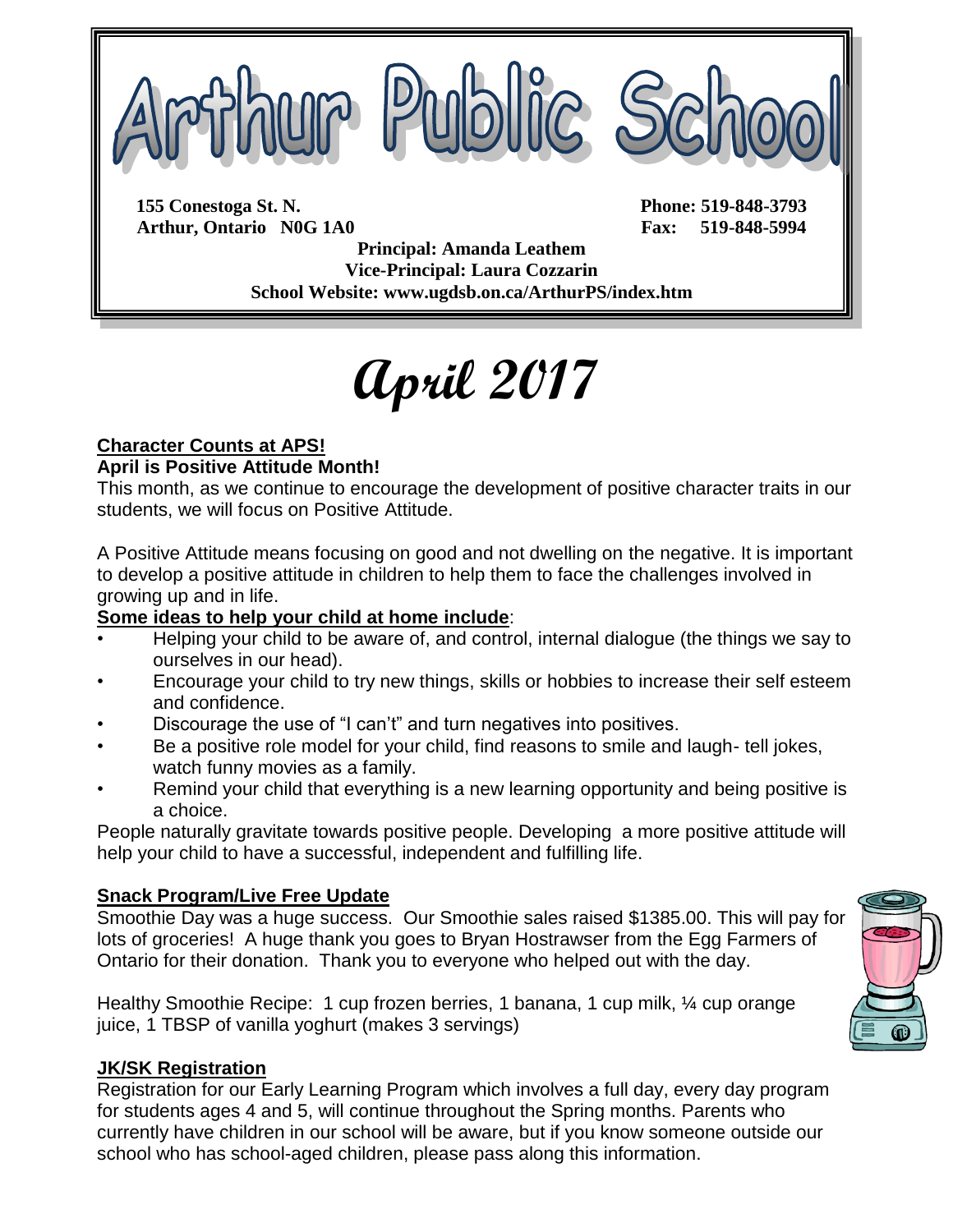# Arthur Public School

**155 Conestoga St. N.**
**Arthur, Ontario N0G 1A0**

**Phone: 519-848-3793**
**Fax: 519-848-5994**

**Principal: Amanda Leathem**
**Vice-Principal: Laura Cozzarin**
**School Website: www.ugdsb.on.ca/ArthurPS/index.htm**

# April 2017

**Character Counts at APS!**

**April is Positive Attitude Month!**

This month, as we continue to encourage the development of positive character traits in our students, we will focus on Positive Attitude.

A Positive Attitude means focusing on good and not dwelling on the negative. It is important to develop a positive attitude in children to help them to face the challenges involved in growing up and in life.

**Some ideas to help your child at home include**:

- Helping your child to be aware of, and control, internal dialogue (the things we say to ourselves in our head).
- Encourage your child to try new things, skills or hobbies to increase their self esteem and confidence.
- Discourage the use of "I can't" and turn negatives into positives.
- Be a positive role model for your child, find reasons to smile and laugh- tell jokes, watch funny movies as a family.
- Remind your child that everything is a new learning opportunity and being positive is a choice.

People naturally gravitate towards positive people. Developing a more positive attitude will help your child to have a successful, independent and fulfilling life.

**Snack Program/Live Free Update**

Smoothie Day was a huge success. Our Smoothie sales raised $1385.00. This will pay for lots of groceries! A huge thank you goes to Bryan Hostrawser from the Egg Farmers of Ontario for their donation. Thank you to everyone who helped out with the day.

Healthy Smoothie Recipe: 1 cup frozen berries, 1 banana, 1 cup milk, ¼ cup orange juice, 1 TBSP of vanilla yoghurt (makes 3 servings)

**JK/SK Registration**

Registration for our Early Learning Program which involves a full day, every day program for students ages 4 and 5, will continue throughout the Spring months. Parents who currently have children in our school will be aware, but if you know someone outside our school who has school-aged children, please pass along this information.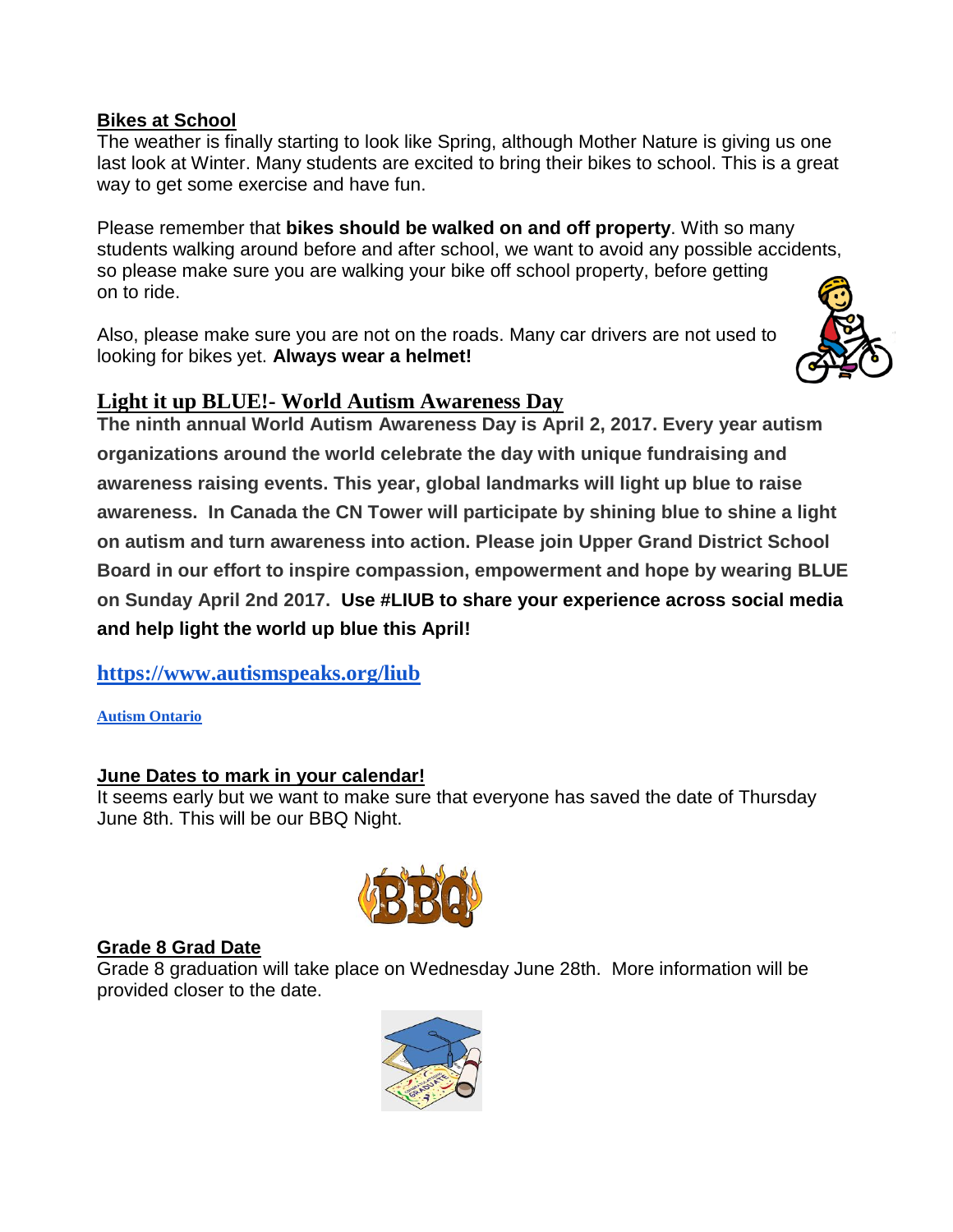## Bikes at School

The weather is finally starting to look like Spring, although Mother Nature is giving us one last look at Winter. Many students are excited to bring their bikes to school. This is a great way to get some exercise and have fun.

Please remember that **bikes should be walked on and off property**. With so many students walking around before and after school, we want to avoid any possible accidents, so please make sure you are walking your bike off school property, before getting on to ride.

Also, please make sure you are not on the roads. Many car drivers are not used to looking for bikes yet. **Always wear a helmet!**

## Light it up BLUE!- World Autism Awareness Day

**The ninth annual World Autism Awareness Day is April 2, 2017. Every year autism organizations around the world celebrate the day with unique fundraising and awareness raising events. This year, global landmarks will light up blue to raise awareness. In Canada the CN Tower will participate by shining blue to shine a light on autism and turn awareness into action. Please join Upper Grand District School Board in our effort to inspire compassion, empowerment and hope by wearing BLUE on Sunday April 2nd 2017. Use #LIUB to share your experience across social media and help light the world up blue this April!**

**https://www.autismspeaks.org/liub**

**Autism Ontario**

## June Dates to mark in your calendar!

It seems early but we want to make sure that everyone has saved the date of Thursday June 8th. This will be our BBQ Night.

## Grade 8 Grad Date

Grade 8 graduation will take place on Wednesday June 28th. More information will be provided closer to the date.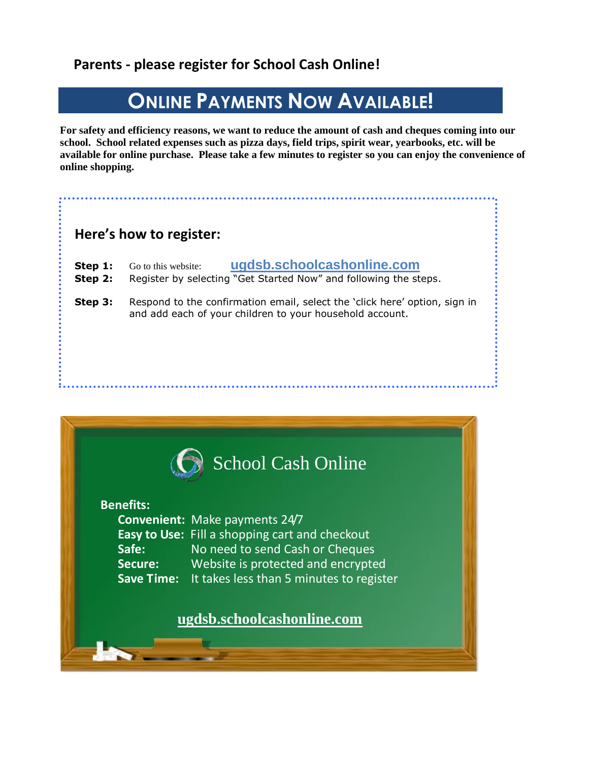**Parents - please register for School Cash Online!**

# ONLINE PAYMENTS NOW AVAILABLE!

**For safety and efficiency reasons, we want to reduce the amount of cash and cheques coming into our school. School related expenses such as pizza days, field trips, spirit wear, yearbooks, etc. will be available for online purchase. Please take a few minutes to register so you can enjoy the convenience of online shopping.**

## Here's how to register:

**Step 1:** Go to this website: **ugdsb.schoolcashonline.com**

**Step 2:** Register by selecting "Get Started Now" and following the steps.

**Step 3:** Respond to the confirmation email, select the 'click here' option, sign in and add each of your children to your household account.

## School Cash Online

**Benefits:**

- **Convenient:** Make payments 24/7
- **Easy to Use:** Fill a shopping cart and checkout
- **Safe:** No need to send Cash or Cheques
- **Secure:** Website is protected and encrypted
- **Save Time:** It takes less than 5 minutes to register

**ugdsb.schoolcashonline.com**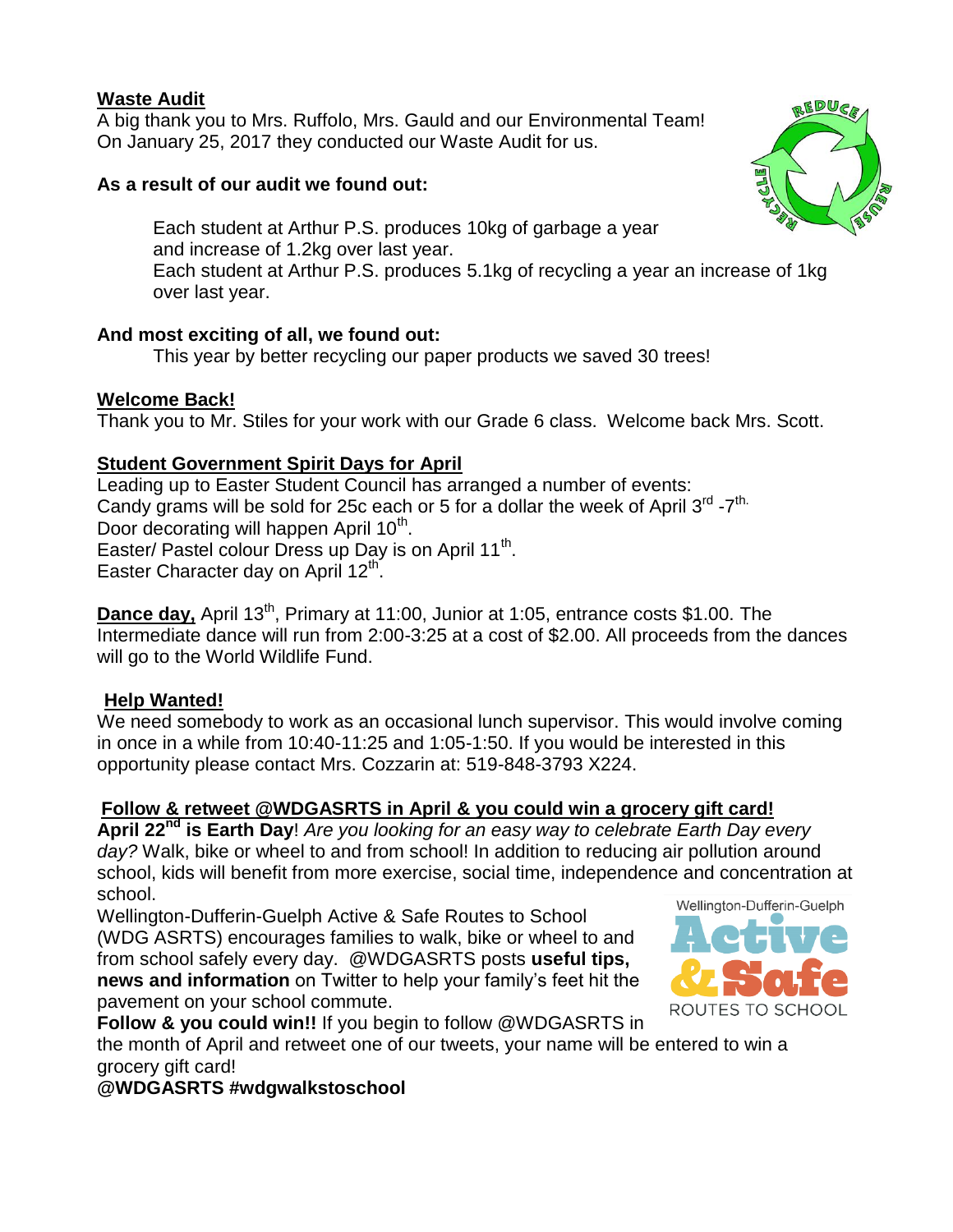## Waste Audit

A big thank you to Mrs. Ruffolo, Mrs. Gauld and our Environmental Team! On January 25, 2017 they conducted our Waste Audit for us.

**As a result of our audit we found out:**

Each student at Arthur P.S. produces 10kg of garbage a year and increase of 1.2kg over last year.
Each student at Arthur P.S. produces 5.1kg of recycling a year an increase of 1kg over last year.

**And most exciting of all, we found out:**

This year by better recycling our paper products we saved 30 trees!

## Welcome Back!

Thank you to Mr. Stiles for your work with our Grade 6 class. Welcome back Mrs. Scott.

## Student Government Spirit Days for April

Leading up to Easter Student Council has arranged a number of events:
Candy grams will be sold for 25c each or 5 for a dollar the week of April 3rd -7th.
Door decorating will happen April 10th.
Easter/ Pastel colour Dress up Day is on April 11th.
Easter Character day on April 12th.

**Dance day,** April 13th, Primary at 11:00, Junior at 1:05, entrance costs $1.00. The Intermediate dance will run from 2:00-3:25 at a cost of $2.00. All proceeds from the dances will go to the World Wildlife Fund.

## Help Wanted!

We need somebody to work as an occasional lunch supervisor. This would involve coming in once in a while from 10:40-11:25 and 1:05-1:50. If you would be interested in this opportunity please contact Mrs. Cozzarin at: 519-848-3793 X224.

## Follow & retweet @WDGASRTS in April & you could win a grocery gift card!

**April 22nd is Earth Day**! *Are you looking for an easy way to celebrate Earth Day every day?* Walk, bike or wheel to and from school! In addition to reducing air pollution around school, kids will benefit from more exercise, social time, independence and concentration at school.

Wellington-Dufferin-Guelph Active & Safe Routes to School (WDG ASRTS) encourages families to walk, bike or wheel to and from school safely every day. @WDGASRTS posts **useful tips, news and information** on Twitter to help your family's feet hit the pavement on your school commute.

**Follow & you could win!!** If you begin to follow @WDGASRTS in the month of April and retweet one of our tweets, your name will be entered to win a grocery gift card!

**@WDGASRTS #wdgwalkstoschool**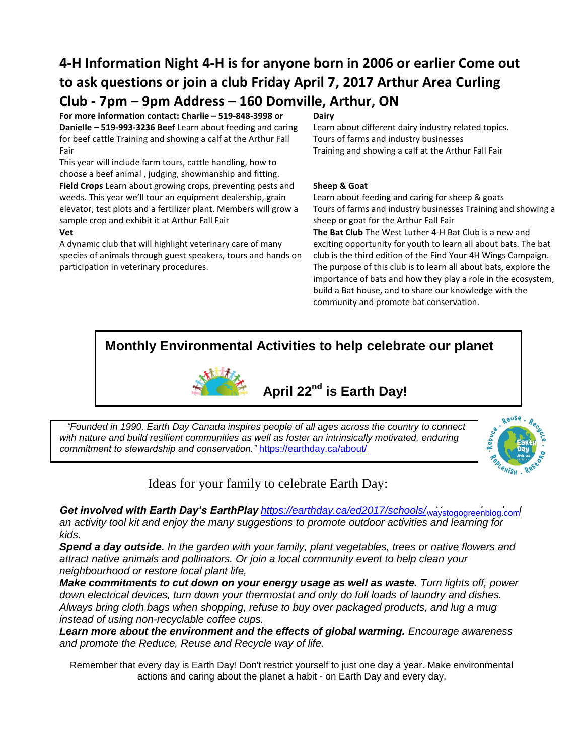# 4-H Information Night 4-H is for anyone born in 2006 or earlier Come out to ask questions or join a club Friday April 7, 2017 Arthur Area Curling Club - 7pm – 9pm Address – 160 Domville, Arthur, ON

**For more information contact: Charlie – 519-848-3998 or Danielle – 519-993-3236** **Beef** Learn about feeding and caring for beef cattle Training and showing a calf at the Arthur Fall Fair

This year will include farm tours, cattle handling, how to choose a beef animal , judging, showmanship and fitting.

**Field Crops** Learn about growing crops, preventing pests and weeds. This year we'll tour an equipment dealership, grain elevator, test plots and a fertilizer plant. Members will grow a sample crop and exhibit it at Arthur Fall Fair

**Vet**

A dynamic club that will highlight veterinary care of many species of animals through guest speakers, tours and hands on participation in veterinary procedures.

**Dairy**

Learn about different dairy industry related topics.
Tours of farms and industry businesses
Training and showing a calf at the Arthur Fall Fair

**Sheep & Goat**

Learn about feeding and caring for sheep & goats
Tours of farms and industry businesses Training and showing a sheep or goat for the Arthur Fall Fair

**The Bat Club** The West Luther 4-H Bat Club is a new and exciting opportunity for youth to learn all about bats. The bat club is the third edition of the Find Your 4H Wings Campaign. The purpose of this club is to learn all about bats, explore the importance of bats and how they play a role in the ecosystem, build a Bat house, and to share our knowledge with the community and promote bat conservation.

## Monthly Environmental Activities to help celebrate our planet

## April 22nd is Earth Day!

*"Founded in 1990, Earth Day Canada inspires people of all ages across the country to connect with nature and build resilient communities as well as foster an intrinsically motivated, enduring commitment to stewardship and conservation."* https://earthday.ca/about/

Ideas for your family to celebrate Earth Day:

***Get involved with Earth Day's EarthPlay*** *https://earthday.ca/ed2017/schools/* waystogogreenblog.com *an activity tool kit and enjoy the many suggestions to promote outdoor activities and learning for kids.*

***Spend a day outside.*** *In the garden with your family, plant vegetables, trees or native flowers and attract native animals and pollinators. Or join a local community event to help clean your neighbourhood or restore local plant life,*

***Make commitments to cut down on your energy usage as well as waste.*** *Turn lights off, power down electrical devices, turn down your thermostat and only do full loads of laundry and dishes. Always bring cloth bags when shopping, refuse to buy over packaged products, and lug a mug instead of using non-recyclable coffee cups.*

***Learn more about the environment and the effects of global warming.*** *Encourage awareness and promote the Reduce, Reuse and Recycle way of life.*

Remember that every day is Earth Day! Don't restrict yourself to just one day a year. Make environmental actions and caring about the planet a habit - on Earth Day and every day.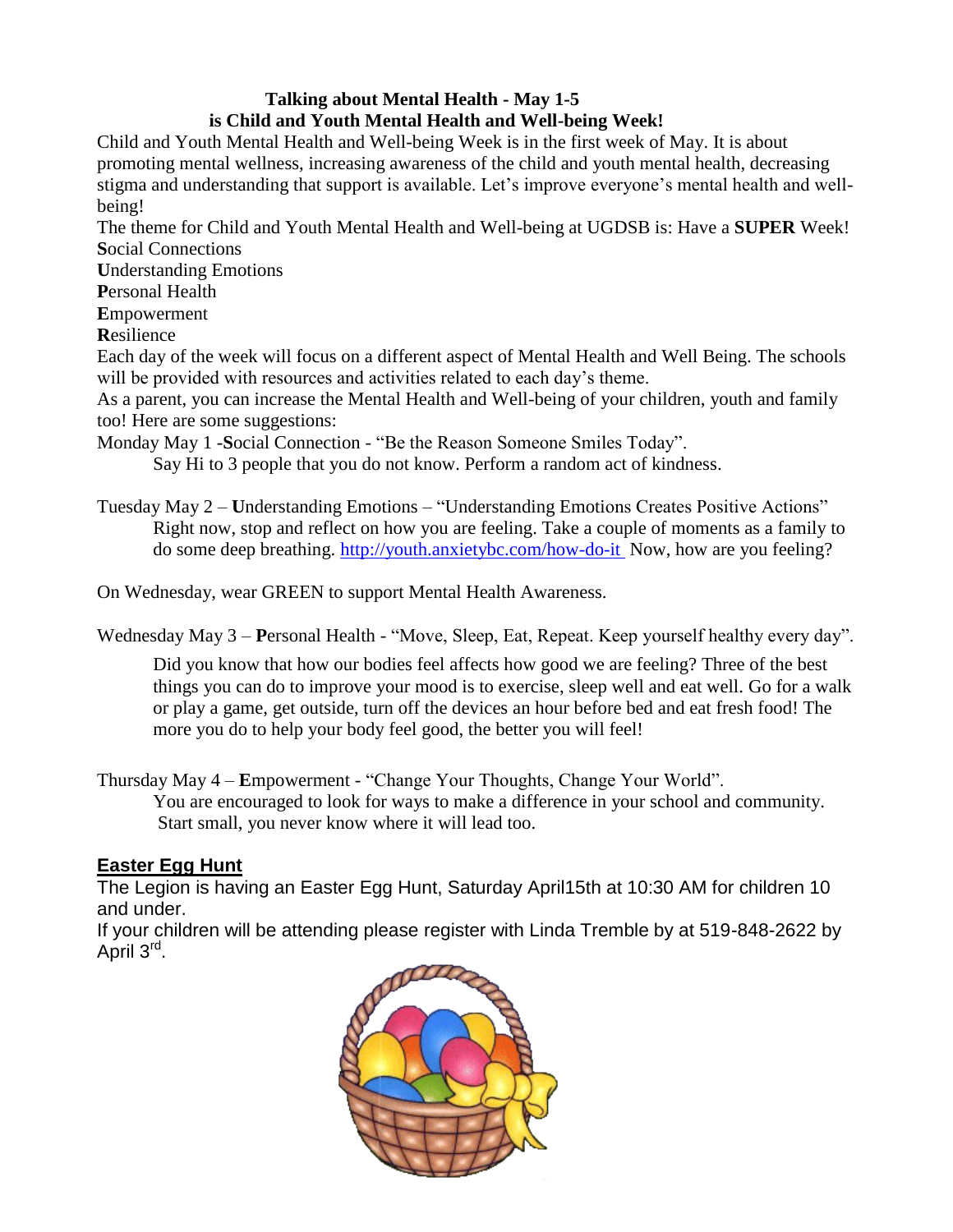**Talking about Mental Health - May 1-5 is Child and Youth Mental Health and Well-being Week!**

Child and Youth Mental Health and Well-being Week is in the first week of May. It is about promoting mental wellness, increasing awareness of the child and youth mental health, decreasing stigma and understanding that support is available. Let's improve everyone's mental health and well-being!

The theme for Child and Youth Mental Health and Well-being at UGDSB is: Have a **SUPER** Week!

**S**ocial Connections
**U**nderstanding Emotions
**P**ersonal Health
**E**mpowerment
**R**esilience

Each day of the week will focus on a different aspect of Mental Health and Well Being. The schools will be provided with resources and activities related to each day's theme.

As a parent, you can increase the Mental Health and Well-being of your children, youth and family too! Here are some suggestions:

Monday May 1 -**S**ocial Connection - "Be the Reason Someone Smiles Today".
Say Hi to 3 people that you do not know. Perform a random act of kindness.

Tuesday May 2 – **U**nderstanding Emotions – "Understanding Emotions Creates Positive Actions"
Right now, stop and reflect on how you are feeling. Take a couple of moments as a family to do some deep breathing. http://youth.anxietybc.com/how-do-it Now, how are you feeling?

On Wednesday, wear GREEN to support Mental Health Awareness.

Wednesday May 3 – **P**ersonal Health - "Move, Sleep, Eat, Repeat. Keep yourself healthy every day".

Did you know that how our bodies feel affects how good we are feeling? Three of the best things you can do to improve your mood is to exercise, sleep well and eat well. Go for a walk or play a game, get outside, turn off the devices an hour before bed and eat fresh food! The more you do to help your body feel good, the better you will feel!

Thursday May 4 – **E**mpowerment - "Change Your Thoughts, Change Your World".
You are encouraged to look for ways to make a difference in your school and community. Start small, you never know where it will lead too.

## Easter Egg Hunt

The Legion is having an Easter Egg Hunt, Saturday April15th at 10:30 AM for children 10 and under.

If your children will be attending please register with Linda Tremble by at 519-848-2622 by April 3rd.